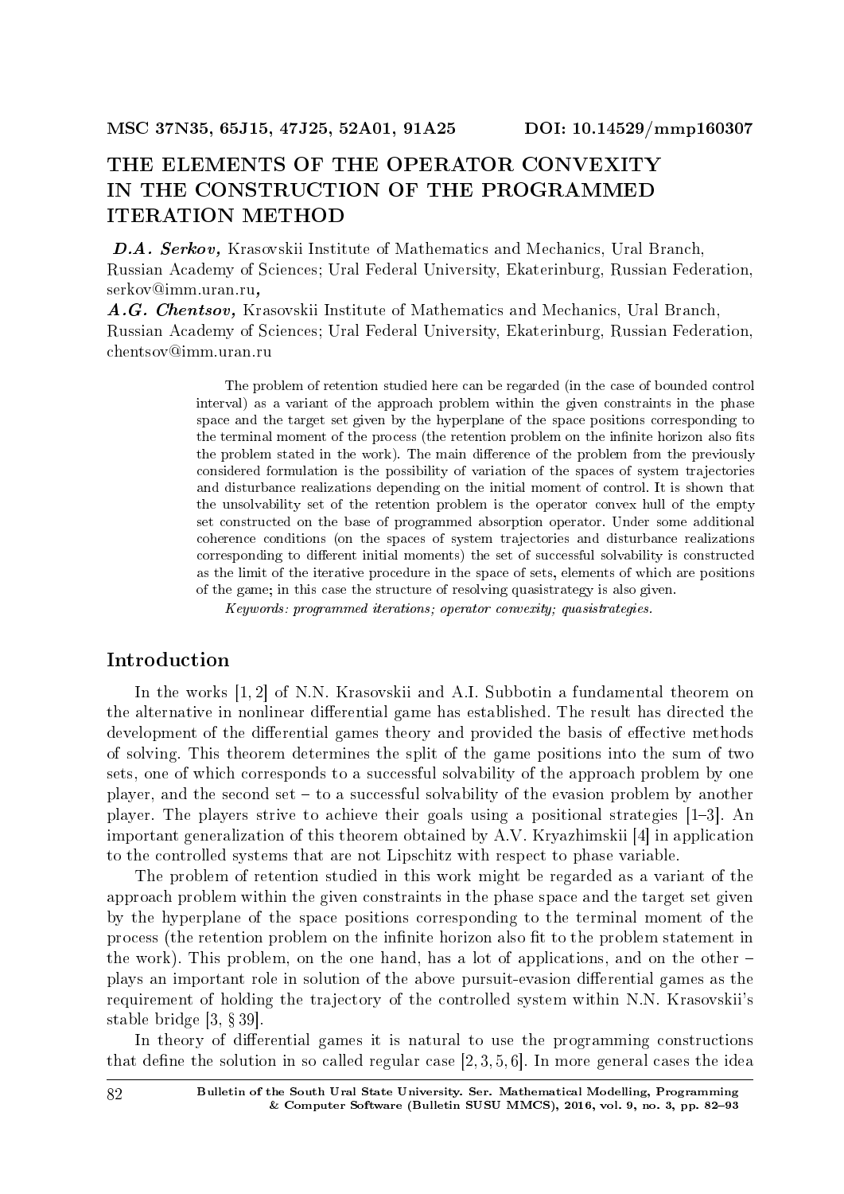MSC 37N35, 65J15, 47J25, 52A01, 91A25 DOI: 10.14529/mmp160307

# THE ELEMENTS OF THE OPERATOR CONVEXITY IN THE CONSTRUCTION OF THE PROGRAMMED ITERATION METHOD

***D.A. Serkov,*** Krasovskii Institute of Mathematics and Mechanics, Ural Branch, Russian Academy of Sciences; Ural Federal University, Ekaterinburg, Russian Federation, serkov@imm.uran.ru***,***
***A.G. Chentsov,*** Krasovskii Institute of Mathematics and Mechanics, Ural Branch, Russian Academy of Sciences; Ural Federal University, Ekaterinburg, Russian Federation, chentsov@imm.uran.ru

The problem of retention studied here can be regarded (in the case of bounded control interval) as a variant of the approach problem within the given constraints in the phase space and the target set given by the hyperplane of the space positions corresponding to the terminal moment of the process (the retention problem on the infinite horizon also fits the problem stated in the work). The main difference of the problem from the previously considered formulation is the possibility of variation of the spaces of system trajectories and disturbance realizations depending on the initial moment of control. It is shown that the unsolvability set of the retention problem is the operator convex hull of the empty set constructed on the base of programmed absorption operator. Under some additional coherence conditions (on the spaces of system trajectories and disturbance realizations corresponding to different initial moments) the set of successful solvability is constructed as the limit of the iterative procedure in the space of sets, elements of which are positions of the game; in this case the structure of resolving quasistrategy is also given.

*Keywords: programmed iterations; operator convexity; quasistrategies.*

## Introduction

In the works [1, 2] of N.N. Krasovskii and A.I. Subbotin a fundamental theorem on the alternative in nonlinear differential game has established. The result has directed the development of the differential games theory and provided the basis of effective methods of solving. This theorem determines the split of the game positions into the sum of two sets, one of which corresponds to a successful solvability of the approach problem by one player, and the second set – to a successful solvability of the evasion problem by another player. The players strive to achieve their goals using a positional strategies [1–3]. An important generalization of this theorem obtained by A.V. Kryazhimskii [4] in application to the controlled systems that are not Lipschitz with respect to phase variable.

The problem of retention studied in this work might be regarded as a variant of the approach problem within the given constraints in the phase space and the target set given by the hyperplane of the space positions corresponding to the terminal moment of the process (the retention problem on the infinite horizon also fit to the problem statement in the work). This problem, on the one hand, has a lot of applications, and on the other – plays an important role in solution of the above pursuit-evasion differential games as the requirement of holding the trajectory of the controlled system within N.N. Krasovskii's stable bridge [3, § 39].

In theory of differential games it is natural to use the programming constructions that define the solution in so called regular case [2, 3, 5, 6]. In more general cases the idea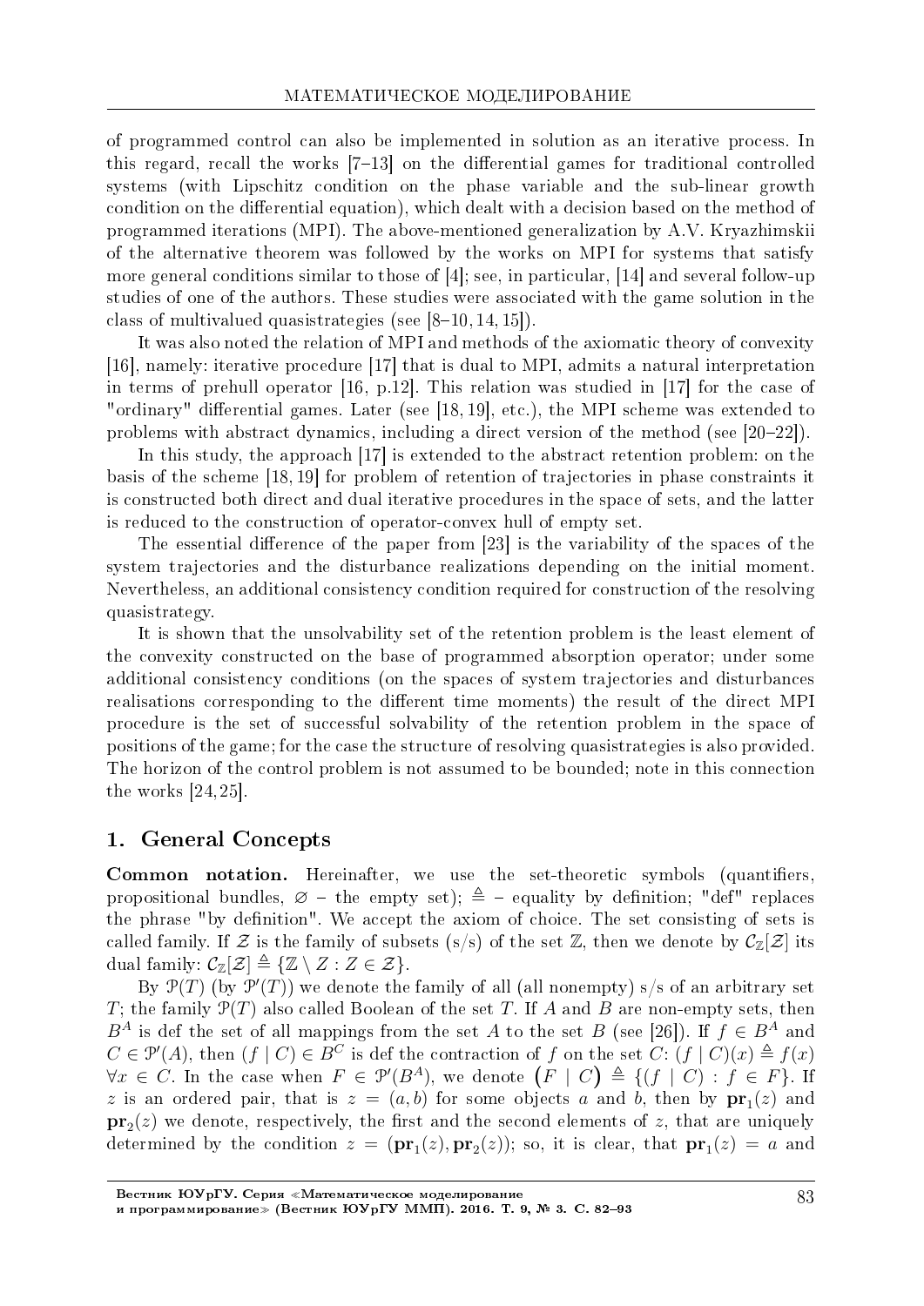of programmed control can also be implemented in solution as an iterative process. In this regard, recall the works [7–13] on the differential games for traditional controlled systems (with Lipschitz condition on the phase variable and the sub-linear growth condition on the differential equation), which dealt with a decision based on the method of programmed iterations (MPI). The above-mentioned generalization by A.V. Kryazhimskii of the alternative theorem was followed by the works on MPI for systems that satisfy more general conditions similar to those of [4]; see, in particular, [14] and several follow-up studies of one of the authors. These studies were associated with the game solution in the class of multivalued quasistrategies (see [8–10, 14, 15]).

It was also noted the relation of MPI and methods of the axiomatic theory of convexity [16], namely: iterative procedure [17] that is dual to MPI, admits a natural interpretation in terms of prehull operator [16, p.12]. This relation was studied in [17] for the case of "ordinary" differential games. Later (see [18, 19], etc.), the MPI scheme was extended to problems with abstract dynamics, including a direct version of the method (see [20–22]).

In this study, the approach [17] is extended to the abstract retention problem: on the basis of the scheme [18, 19] for problem of retention of trajectories in phase constraints it is constructed both direct and dual iterative procedures in the space of sets, and the latter is reduced to the construction of operator-convex hull of empty set.

The essential difference of the paper from [23] is the variability of the spaces of the system trajectories and the disturbance realizations depending on the initial moment. Nevertheless, an additional consistency condition required for construction of the resolving quasistrategy.

It is shown that the unsolvability set of the retention problem is the least element of the convexity constructed on the base of programmed absorption operator; under some additional consistency conditions (on the spaces of system trajectories and disturbances realisations corresponding to the different time moments) the result of the direct MPI procedure is the set of successful solvability of the retention problem in the space of positions of the game; for the case the structure of resolving quasistrategies is also provided. The horizon of the control problem is not assumed to be bounded; note in this connection the works [24, 25].

## 1. General Concepts

**Common notation.** Hereinafter, we use the set-theoretic symbols (quantifiers, propositional bundles, $\varnothing$ – the empty set); $\triangleq$ – equality by definition; "def" replaces the phrase "by definition". We accept the axiom of choice. The set consisting of sets is called family. If $\mathcal{Z}$ is the family of subsets (s/s) of the set $\mathbb{Z}$, then we denote by $\mathcal{C}_{\mathbb{Z}}[\mathcal{Z}]$ its dual family: $\mathcal{C}_{\mathbb{Z}}[\mathcal{Z}] \triangleq \{\mathbb{Z} \setminus Z : Z \in \mathcal{Z}\}$.

By $\mathcal{P}(T)$ (by $\mathcal{P}'(T)$) we denote the family of all (all nonempty) s/s of an arbitrary set $T$; the family $\mathcal{P}(T)$ also called Boolean of the set $T$. If $A$ and $B$ are non-empty sets, then $B^A$ is def the set of all mappings from the set $A$ to the set $B$ (see [26]). If $f \in B^A$ and $C \in \mathcal{P}'(A)$, then $(f \mid C) \in B^C$ is def the contraction of $f$ on the set $C$: $(f \mid C)(x) \triangleq f(x)$ $\forall x \in C$. In the case when $F \in \mathcal{P}'(B^A)$, we denote $\big(F \mid C\big) \triangleq \{(f \mid C) : f \in F\}$. If $z$ is an ordered pair, that is $z = (a, b)$ for some objects $a$ and $b$, then by $\mathbf{pr}_1(z)$ and $\mathbf{pr}_2(z)$ we denote, respectively, the first and the second elements of $z$, that are uniquely determined by the condition $z = (\mathbf{pr}_1(z), \mathbf{pr}_2(z))$; so, it is clear, that $\mathbf{pr}_1(z) = a$ and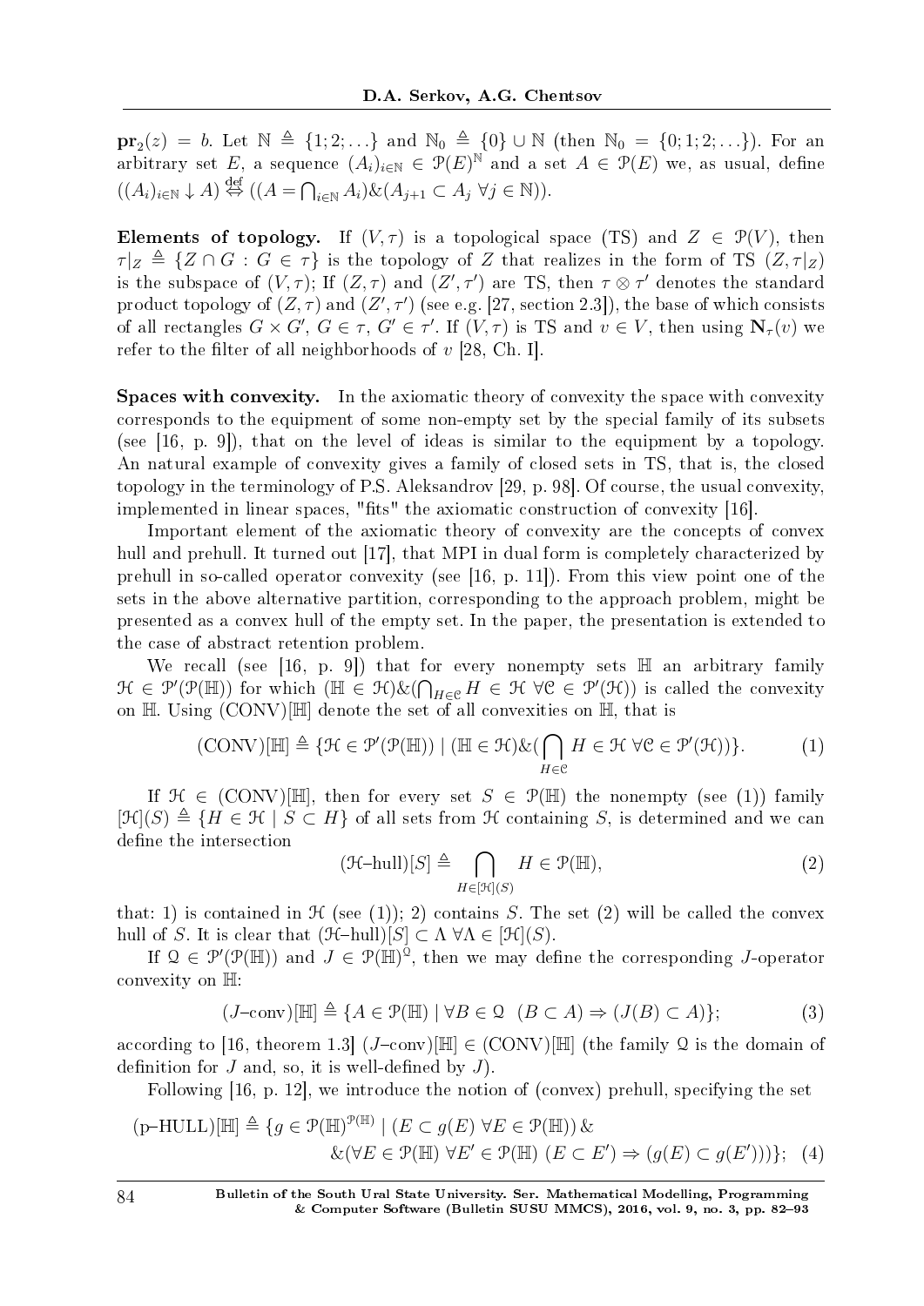$\mathbf{pr}_2(z) = b$. Let $\mathbb{N} \triangleq \{1; 2; \ldots\}$ and $\mathbb{N}_0 \triangleq \{0\} \cup \mathbb{N}$ (then $\mathbb{N}_0 = \{0; 1; 2; \ldots\}$). For an arbitrary set $E$, a sequence $(A_i)_{i \in \mathbb{N}} \in \mathcal{P}(E)^{\mathbb{N}}$ and a set $A \in \mathcal{P}(E)$ we, as usual, define $((A_i)_{i\in\mathbb{N}} \downarrow A) \overset{\text{def}}{\Leftrightarrow} ((A = \bigcap_{i\in\mathbb{N}} A_i) \& (A_{j+1} \subset A_j \; \forall j \in \mathbb{N}))$.

**Elements of topology.** If $(V, \tau)$ is a topological space (TS) and $Z \in \mathcal{P}(V)$, then $\tau|_Z \triangleq \{Z \cap G : G \in \tau\}$ is the topology of $Z$ that realizes in the form of TS $(Z, \tau|_Z)$ is the subspace of $(V, \tau)$; If $(Z, \tau)$ and $(Z', \tau')$ are TS, then $\tau \otimes \tau'$ denotes the standard product topology of $(Z, \tau)$ and $(Z', \tau')$ (see e.g. [27, section 2.3]), the base of which consists of all rectangles $G \times G'$, $G \in \tau$, $G' \in \tau'$. If $(V, \tau)$ is TS and $v \in V$, then using $\mathbf{N}_\tau(v)$ we refer to the filter of all neighborhoods of $v$ [28, Ch. I].

**Spaces with convexity.** In the axiomatic theory of convexity the space with convexity corresponds to the equipment of some non-empty set by the special family of its subsets (see [16, p. 9]), that on the level of ideas is similar to the equipment by a topology. An natural example of convexity gives a family of closed sets in TS, that is, the closed topology in the terminology of P.S. Aleksandrov [29, p. 98]. Of course, the usual convexity, implemented in linear spaces, "fits" the axiomatic construction of convexity [16].

Important element of the axiomatic theory of convexity are the concepts of convex hull and prehull. It turned out [17], that MPI in dual form is completely characterized by prehull in so-called operator convexity (see [16, p. 11]). From this view point one of the sets in the above alternative partition, corresponding to the approach problem, might be presented as a convex hull of the empty set. In the paper, the presentation is extended to the case of abstract retention problem.

We recall (see [16, p. 9]) that for every nonempty sets $\mathbb{H}$ an arbitrary family $\mathcal{H} \in \mathcal{P}'(\mathcal{P}(\mathbb{H}))$ for which $(\mathbb{H} \in \mathcal{H}) \& (\bigcap_{H\in\mathcal{C}} H \in \mathcal{H} \; \forall \mathcal{C} \in \mathcal{P}'(\mathcal{H}))$ is called the convexity on $\mathbb{H}$. Using $(\mathrm{CONV})[\mathbb{H}]$ denote the set of all convexities on $\mathbb{H}$, that is

$$(\mathrm{CONV})[\mathbb{H}] \triangleq \{\mathcal{H} \in \mathcal{P}'(\mathcal{P}(\mathbb{H})) \mid (\mathbb{H} \in \mathcal{H}) \& (\bigcap_{H\in\mathcal{C}} H \in \mathcal{H} \; \forall \mathcal{C} \in \mathcal{P}'(\mathcal{H}))\}. \tag{1}$$

If $\mathcal{H} \in (\mathrm{CONV})[\mathbb{H}]$, then for every set $S \in \mathcal{P}(\mathbb{H})$ the nonempty (see (1)) family $[\mathcal{H}](S) \triangleq \{H \in \mathcal{H} \mid S \subset H\}$ of all sets from $\mathcal{H}$ containing $S$, is determined and we can define the intersection

$$(\mathcal{H}\text{–hull})[S] \triangleq \bigcap_{H\in[\mathcal{H}](S)} H \in \mathcal{P}(\mathbb{H}), \tag{2}$$

that: 1) is contained in $\mathcal{H}$ (see (1)); 2) contains $S$. The set (2) will be called the convex hull of $S$. It is clear that $(\mathcal{H}\text{–hull})[S] \subset \Lambda \; \forall \Lambda \in [\mathcal{H}](S)$.

If $\mathcal{Q} \in \mathcal{P}'(\mathcal{P}(\mathbb{H}))$ and $J \in \mathcal{P}(\mathbb{H})^{\mathcal{Q}}$, then we may define the corresponding $J$-operator convexity on $\mathbb{H}$:

$$(J\text{–conv})[\mathbb{H}] \triangleq \{A \in \mathcal{P}(\mathbb{H}) \mid \forall B \in \mathcal{Q} \;\; (B \subset A) \Rightarrow (J(B) \subset A)\}; \tag{3}$$

according to [16, theorem 1.3] $(J\text{–conv})[\mathbb{H}] \in (\mathrm{CONV})[\mathbb{H}]$ (the family $\mathcal{Q}$ is the domain of definition for $J$ and, so, it is well-defined by $J$).

Following [16, p. 12], we introduce the notion of (convex) prehull, specifying the set

$$\begin{aligned}(\text{p–HULL})[\mathbb{H}] \triangleq \{g \in \mathcal{P}(\mathbb{H})^{\mathcal{P}(\mathbb{H})} \mid (E \subset g(E) \; \forall E \in \mathcal{P}(\mathbb{H})) \, \& \\ \& (\forall E \in \mathcal{P}(\mathbb{H}) \; \forall E' \in \mathcal{P}(\mathbb{H}) \; (E \subset E') \Rightarrow (g(E) \subset g(E')))\};\end{aligned} \tag{4}$$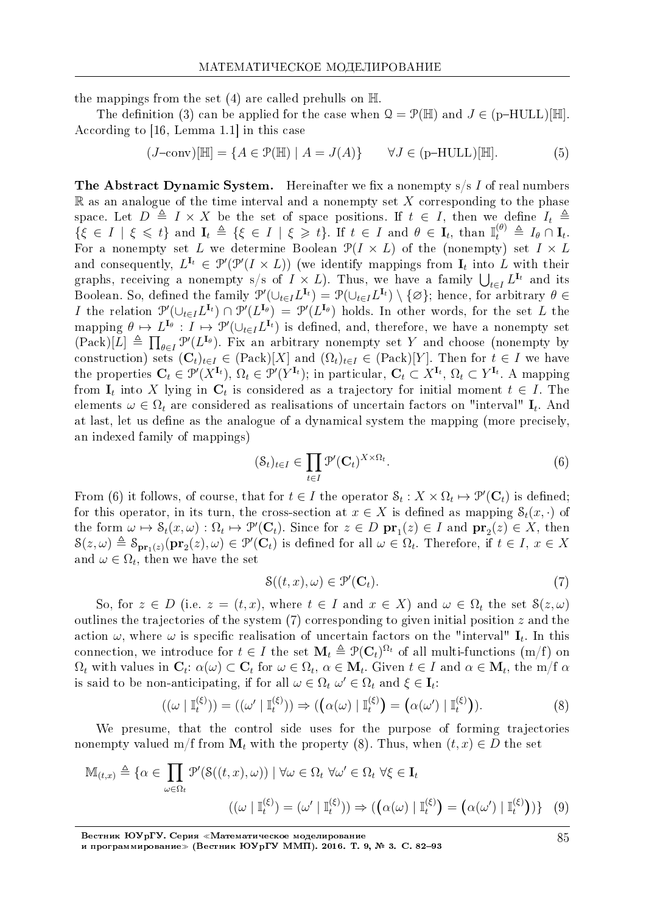the mappings from the set (4) are called prehulls on $\mathbb{H}$.

The definition (3) can be applied for the case when $\mathcal{Q} = \mathcal{P}(\mathbb{H})$ and $J \in (\text{p–HULL})[\mathbb{H}]$. According to [16, Lemma 1.1] in this case

$$(J\text{–conv})[\mathbb{H}] = \{A \in \mathcal{P}(\mathbb{H}) \mid A = J(A)\} \qquad \forall J \in (\text{p–HULL})[\mathbb{H}]. \tag{5}$$

**The Abstract Dynamic System.** Hereinafter we fix a nonempty s/s $I$ of real numbers $\mathbb{R}$ as an analogue of the time interval and a nonempty set $X$ corresponding to the phase space. Let $D \triangleq I \times X$ be the set of space positions. If $t \in I$, then we define $I_t \triangleq \{\xi \in I \mid \xi \leqslant t\}$ and $\mathbf{I}_t \triangleq \{\xi \in I \mid \xi \geqslant t\}$. If $t \in I$ and $\theta \in \mathbf{I}_t$, than $\mathbb{I}_t^{(\theta)} \triangleq I_\theta \cap \mathbf{I}_t$. For a nonempty set $L$ we determine Boolean $\mathcal{P}(I \times L)$ of the (nonempty) set $I \times L$ and consequently, $L^{\mathbf{I}_t} \in \mathcal{P}'(\mathcal{P}(I \times L))$ (we identify mappings from $\mathbf{I}_t$ into $L$ with their graphs, receiving a nonempty s/s of $I \times L$). Thus, we have a family $\bigcup_{t \in I} L^{\mathbf{I}_t}$ and its Boolean. So, defined the family $\mathcal{P}'(\cup_{t \in I} L^{\mathbf{I}_t}) = \mathcal{P}(\cup_{t \in I} L^{\mathbf{I}_t}) \setminus \{\varnothing\}$; hence, for arbitrary $\theta \in I$ the relation $\mathcal{P}'(\cup_{t \in I} L^{\mathbf{I}_t}) \cap \mathcal{P}'(L^{\mathbf{I}_\theta}) = \mathcal{P}'(L^{\mathbf{I}_\theta})$ holds. In other words, for the set $L$ the mapping $\theta \mapsto L^{\mathbf{I}_\theta} : I \mapsto \mathcal{P}'(\cup_{t \in I} L^{\mathbf{I}_t})$ is defined, and, therefore, we have a nonempty set $(\text{Pack})[L] \triangleq \prod_{\theta \in I} \mathcal{P}'(L^{\mathbf{I}_\theta})$. Fix an arbitrary nonempty set $Y$ and choose (nonempty by construction) sets $(\mathbf{C}_t)_{t \in I} \in (\text{Pack})[X]$ and $(\Omega_t)_{t \in I} \in (\text{Pack})[Y]$. Then for $t \in I$ we have the properties $\mathbf{C}_t \in \mathcal{P}'(X^{\mathbf{I}_t})$, $\Omega_t \in \mathcal{P}'(Y^{\mathbf{I}_t})$; in particular, $\mathbf{C}_t \subset X^{\mathbf{I}_t}$, $\Omega_t \subset Y^{\mathbf{I}_t}$. A mapping from $\mathbf{I}_t$ into $X$ lying in $\mathbf{C}_t$ is considered as a trajectory for initial moment $t \in I$. The elements $\omega \in \Omega_t$ are considered as realisations of uncertain factors on "interval" $\mathbf{I}_t$. And at last, let us define as the analogue of a dynamical system the mapping (more precisely, an indexed family of mappings)

$$(\mathcal{S}_t)_{t \in I} \in \prod_{t \in I} \mathcal{P}'(\mathbf{C}_t)^{X \times \Omega_t}. \tag{6}$$

From (6) it follows, of course, that for $t \in I$ the operator $\mathcal{S}_t : X \times \Omega_t \mapsto \mathcal{P}'(\mathbf{C}_t)$ is defined; for this operator, in its turn, the cross-section at $x \in X$ is defined as mapping $\mathcal{S}_t(x, \cdot)$ of the form $\omega \mapsto \mathcal{S}_t(x, \omega) : \Omega_t \mapsto \mathcal{P}'(\mathbf{C}_t)$. Since for $z \in D$ $\mathbf{pr}_1(z) \in I$ and $\mathbf{pr}_2(z) \in X$, then $\mathcal{S}(z, \omega) \triangleq \mathcal{S}_{\mathbf{pr}_1(z)}(\mathbf{pr}_2(z), \omega) \in \mathcal{P}'(\mathbf{C}_t)$ is defined for all $\omega \in \Omega_t$. Therefore, if $t \in I$, $x \in X$ and $\omega \in \Omega_t$, then we have the set

$$\mathcal{S}((t, x), \omega) \in \mathcal{P}'(\mathbf{C}_t). \tag{7}$$

So, for $z \in D$ (i.e. $z = (t, x)$, where $t \in I$ and $x \in X$) and $\omega \in \Omega_t$ the set $\mathcal{S}(z, \omega)$ outlines the trajectories of the system (7) corresponding to given initial position $z$ and the action $\omega$, where $\omega$ is specific realisation of uncertain factors on the "interval" $\mathbf{I}_t$. In this connection, we introduce for $t \in I$ the set $\mathbf{M}_t \triangleq \mathcal{P}(\mathbf{C}_t)^{\Omega_t}$ of all multi-functions (m/f) on $\Omega_t$ with values in $\mathbf{C}_t$: $\alpha(\omega) \subset \mathbf{C}_t$ for $\omega \in \Omega_t$, $\alpha \in \mathbf{M}_t$. Given $t \in I$ and $\alpha \in \mathbf{M}_t$, the m/f $\alpha$ is said to be non-anticipating, if for all $\omega \in \Omega_t$ $\omega' \in \Omega_t$ and $\xi \in \mathbf{I}_t$:

$$((\omega \mid \mathbb{I}_t^{(\xi)}) = ((\omega' \mid \mathbb{I}_t^{(\xi)})) \Rightarrow (\big(\alpha(\omega) \mid \mathbb{I}_t^{(\xi)}\big) = \big(\alpha(\omega') \mid \mathbb{I}_t^{(\xi)}\big)). \tag{8}$$

We presume, that the control side uses for the purpose of forming trajectories nonempty valued m/f from $\mathbf{M}_t$ with the property (8). Thus, when $(t, x) \in D$ the set

$$\mathbb{M}_{(t,x)} \triangleq \{\alpha \in \prod_{\omega \in \Omega_t} \mathcal{P}'(\mathcal{S}((t, x), \omega)) \mid \forall \omega \in \Omega_t \ \forall \omega' \in \Omega_t \ \forall \xi \in \mathbf{I}_t$$
$$((\omega \mid \mathbb{I}_t^{(\xi)}) = (\omega' \mid \mathbb{I}_t^{(\xi)})) \Rightarrow (\big(\alpha(\omega) \mid \mathbb{I}_t^{(\xi)}\big) = \big(\alpha(\omega') \mid \mathbb{I}_t^{(\xi)}\big))\} \tag{9}$$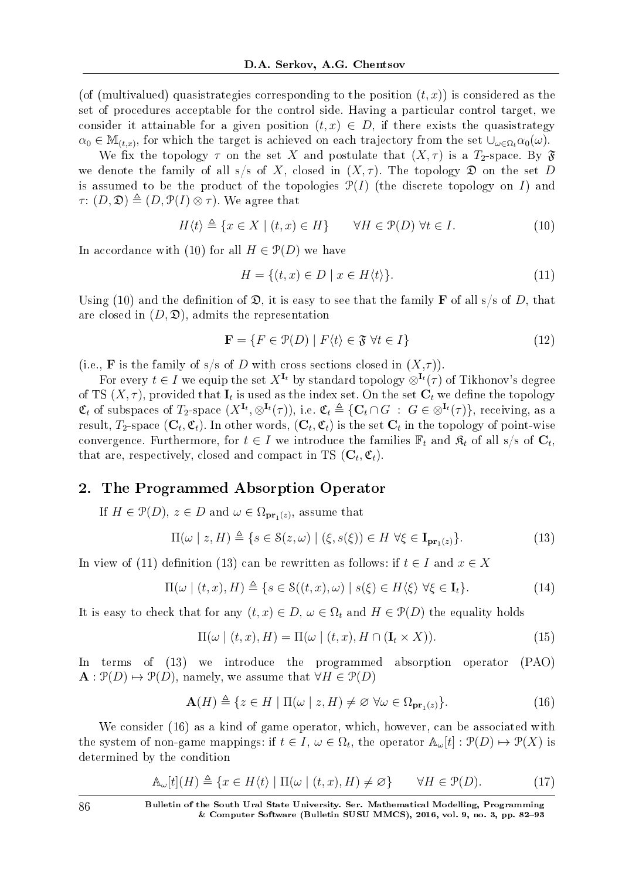(of (multivalued) quasistrategies corresponding to the position $(t, x)$) is considered as the set of procedures acceptable for the control side. Having a particular control target, we consider it attainable for a given position $(t, x) \in D$, if there exists the quasistrategy $\alpha_0 \in \mathbb{M}_{(t,x)}$, for which the target is achieved on each trajectory from the set $\cup_{\omega \in \Omega_t} \alpha_0(\omega)$.

We fix the topology $\tau$ on the set $X$ and postulate that $(X, \tau)$ is a $T_2$-space. By $\mathfrak{F}$ we denote the family of all s/s of $X$, closed in $(X, \tau)$. The topology $\mathfrak{D}$ on the set $D$ is assumed to be the product of the topologies $\mathcal{P}(I)$ (the discrete topology on $I$) and $\tau$: $(D, \mathfrak{D}) \triangleq (D, \mathcal{P}(I) \otimes \tau)$. We agree that

$$H\langle t \rangle \triangleq \{x \in X \mid (t, x) \in H\} \qquad \forall H \in \mathcal{P}(D)\ \forall t \in I. \tag{10}$$

In accordance with (10) for all $H \in \mathcal{P}(D)$ we have

$$H = \{(t, x) \in D \mid x \in H\langle t \rangle\}. \tag{11}$$

Using (10) and the definition of $\mathfrak{D}$, it is easy to see that the family $\mathbf{F}$ of all s/s of $D$, that are closed in $(D, \mathfrak{D})$, admits the representation

$$\mathbf{F} = \{F \in \mathcal{P}(D) \mid F\langle t \rangle \in \mathfrak{F}\ \forall t \in I\} \tag{12}$$

(i.e., $\mathbf{F}$ is the family of s/s of $D$ with cross sections closed in $(X,\tau)$).

For every $t \in I$ we equip the set $X^{\mathbf{I}_t}$ by standard topology $\otimes^{\mathbf{I}_t}(\tau)$ of Tikhonov's degree of TS $(X, \tau)$, provided that $\mathbf{I}_t$ is used as the index set. On the set $\mathbf{C}_t$ we define the topology $\mathfrak{C}_t$ of subspaces of $T_2$-space $(X^{\mathbf{I}_t}, \otimes^{\mathbf{I}_t}(\tau))$, i.e. $\mathfrak{C}_t \triangleq \{\mathbf{C}_t \cap G\ :\ G \in \otimes^{\mathbf{I}_t}(\tau)\}$, receiving, as a result, $T_2$-space $(\mathbf{C}_t, \mathfrak{C}_t)$. In other words, $(\mathbf{C}_t, \mathfrak{C}_t)$ is the set $\mathbf{C}_t$ in the topology of point-wise convergence. Furthermore, for $t \in I$ we introduce the families $\mathbb{F}_t$ and $\mathfrak{K}_t$ of all s/s of $\mathbf{C}_t$, that are, respectively, closed and compact in TS $(\mathbf{C}_t, \mathfrak{C}_t)$.

## 2. The Programmed Absorption Operator

If $H \in \mathcal{P}(D)$, $z \in D$ and $\omega \in \Omega_{\mathbf{pr}_1(z)}$, assume that

$$\Pi(\omega \mid z, H) \triangleq \{s \in \mathcal{S}(z, \omega) \mid (\xi, s(\xi)) \in H\ \forall \xi \in \mathbf{I}_{\mathbf{pr}_1(z)}\}. \tag{13}$$

In view of (11) definition (13) can be rewritten as follows: if $t \in I$ and $x \in X$

$$\Pi(\omega \mid (t, x), H) \triangleq \{s \in \mathcal{S}((t, x), \omega) \mid s(\xi) \in H\langle \xi \rangle\ \forall \xi \in \mathbf{I}_t\}. \tag{14}$$

It is easy to check that for any $(t, x) \in D$, $\omega \in \Omega_t$ and $H \in \mathcal{P}(D)$ the equality holds

$$\Pi(\omega \mid (t, x), H) = \Pi(\omega \mid (t, x), H \cap (\mathbf{I}_t \times X)). \tag{15}$$

In terms of (13) we introduce the programmed absorption operator (PAO) $\mathbf{A} : \mathcal{P}(D) \mapsto \mathcal{P}(D)$, namely, we assume that $\forall H \in \mathcal{P}(D)$

$$\mathbf{A}(H) \triangleq \{z \in H \mid \Pi(\omega \mid z, H) \neq \varnothing\ \forall \omega \in \Omega_{\mathbf{pr}_1(z)}\}. \tag{16}$$

We consider (16) as a kind of game operator, which, however, can be associated with the system of non-game mappings: if $t \in I$, $\omega \in \Omega_t$, the operator $\mathbb{A}_\omega[t] : \mathcal{P}(D) \mapsto \mathcal{P}(X)$ is determined by the condition

$$\mathbb{A}_\omega[t](H) \triangleq \{x \in H\langle t \rangle \mid \Pi(\omega \mid (t, x), H) \neq \varnothing\} \qquad \forall H \in \mathcal{P}(D). \tag{17}$$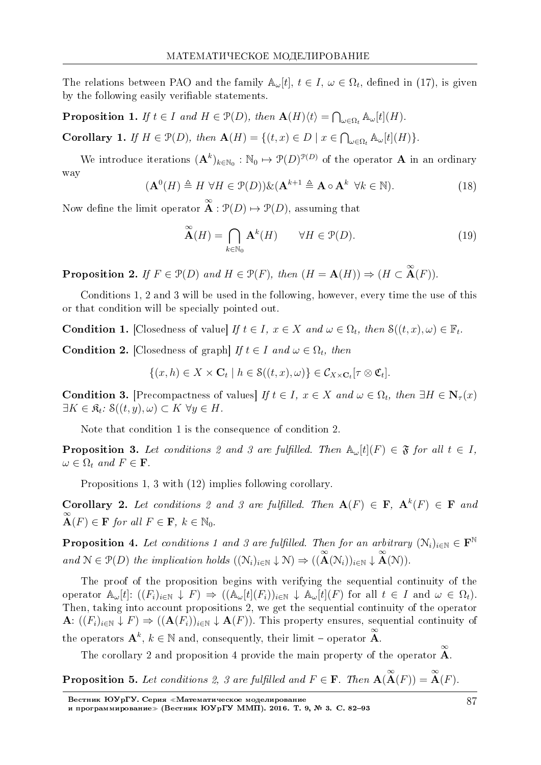The relations between PAO and the family $\mathbb{A}_\omega[t]$, $t \in I$, $\omega \in \Omega_t$, defined in (17), is given by the following easily verifiable statements.

**Proposition 1.** *If $t \in I$ and $H \in \mathcal{P}(D)$, then $\mathbf{A}(H)\langle t\rangle = \bigcap_{\omega \in \Omega_t} \mathbb{A}_\omega[t](H)$.*

**Corollary 1.** *If $H \in \mathcal{P}(D)$, then $\mathbf{A}(H) = \{(t,x) \in D \mid x \in \bigcap_{\omega \in \Omega_t} \mathbb{A}_\omega[t](H)\}$.*

We introduce iterations $(\mathbf{A}^k)_{k \in \mathbb{N}_0} : \mathbb{N}_0 \mapsto \mathcal{P}(D)^{\mathcal{P}(D)}$ of the operator $\mathbf{A}$ in an ordinary way

$$(\mathbf{A}^0(H) \triangleq H \ \forall H \in \mathcal{P}(D))\&(\mathbf{A}^{k+1} \triangleq \mathbf{A} \circ \mathbf{A}^k \ \ \forall k \in \mathbb{N}). \tag{18}$$

Now define the limit operator $\overset{\infty}{\mathbf{A}} : \mathcal{P}(D) \mapsto \mathcal{P}(D)$, assuming that

$$\overset{\infty}{\mathbf{A}}(H) = \bigcap_{k \in \mathbb{N}_0} \mathbf{A}^k(H) \qquad \forall H \in \mathcal{P}(D). \tag{19}$$

**Proposition 2.** *If $F \in \mathcal{P}(D)$ and $H \in \mathcal{P}(F)$, then $(H = \mathbf{A}(H)) \Rightarrow (H \subset \overset{\infty}{\mathbf{A}}(F))$.*

Conditions 1, 2 and 3 will be used in the following, however, every time the use of this or that condition will be specially pointed out.

**Condition 1.** [Closedness of value] *If $t \in I$, $x \in X$ and $\omega \in \Omega_t$, then $\mathcal{S}((t,x),\omega) \in \mathbb{F}_t$.*

**Condition 2.** [Closedness of graph] *If $t \in I$ and $\omega \in \Omega_t$, then*

$$\{(x,h) \in X \times \mathbf{C}_t \mid h \in \mathcal{S}((t,x),\omega)\} \in \mathcal{C}_{X \times \mathbf{C}_t}[\tau \otimes \mathfrak{C}_t].$$

**Condition 3.** [Precompactness of values] *If $t \in I$, $x \in X$ and $\omega \in \Omega_t$, then $\exists H \in \mathbf{N}_\tau(x)$ $\exists K \in \mathfrak{K}_t$: $\mathcal{S}((t,y),\omega) \subset K \ \forall y \in H$.*

Note that condition 1 is the consequence of condition 2.

**Proposition 3.** *Let conditions 2 and 3 are fulfilled. Then $\mathbb{A}_\omega[t](F) \in \mathfrak{F}$ for all $t \in I$, $\omega \in \Omega_t$ and $F \in \mathbf{F}$.*

Propositions 1, 3 with (12) implies following corollary.

**Corollary 2.** *Let conditions 2 and 3 are fulfilled. Then $\mathbf{A}(F) \in \mathbf{F}$, $\mathbf{A}^k(F) \in \mathbf{F}$ and $\overset{\infty}{\mathbf{A}}(F) \in \mathbf{F}$ for all $F \in \mathbf{F}$, $k \in \mathbb{N}_0$.*

**Proposition 4.** *Let conditions 1 and 3 are fulfilled. Then for an arbitrary $(\mathcal{N}_i)_{i \in \mathbb{N}} \in \mathbf{F}^{\mathbb{N}}$ and $\mathcal{N} \in \mathcal{P}(D)$ the implication holds $((\mathcal{N}_i)_{i \in \mathbb{N}} \downarrow \mathcal{N}) \Rightarrow ((\overset{\infty}{\mathbf{A}}(\mathcal{N}_i))_{i \in \mathbb{N}} \downarrow \overset{\infty}{\mathbf{A}}(\mathcal{N}))$.*

The proof of the proposition begins with verifying the sequential continuity of the operator $\mathbb{A}_\omega[t]$: $((F_i)_{i \in \mathbb{N}} \downarrow F) \Rightarrow ((\mathbb{A}_\omega[t](F_i))_{i \in \mathbb{N}} \downarrow \mathbb{A}_\omega[t](F)$ for all $t \in I$ and $\omega \in \Omega_t$). Then, taking into account propositions 2, we get the sequential continuity of the operator $\mathbf{A}$: $((F_i)_{i \in \mathbb{N}} \downarrow F) \Rightarrow ((\mathbf{A}(F_i))_{i \in \mathbb{N}} \downarrow \mathbf{A}(F))$. This property ensures, sequential continuity of the operators $\mathbf{A}^k$, $k \in \mathbb{N}$ and, consequently, their limit – operator $\overset{\infty}{\mathbf{A}}$.

The corollary 2 and proposition 4 provide the main property of the operator $\overset{\infty}{\mathbf{A}}$.

**Proposition 5.** *Let conditions 2, 3 are fulfilled and $F \in \mathbf{F}$. Then $\mathbf{A}(\overset{\infty}{\mathbf{A}}(F)) = \overset{\infty}{\mathbf{A}}(F)$.*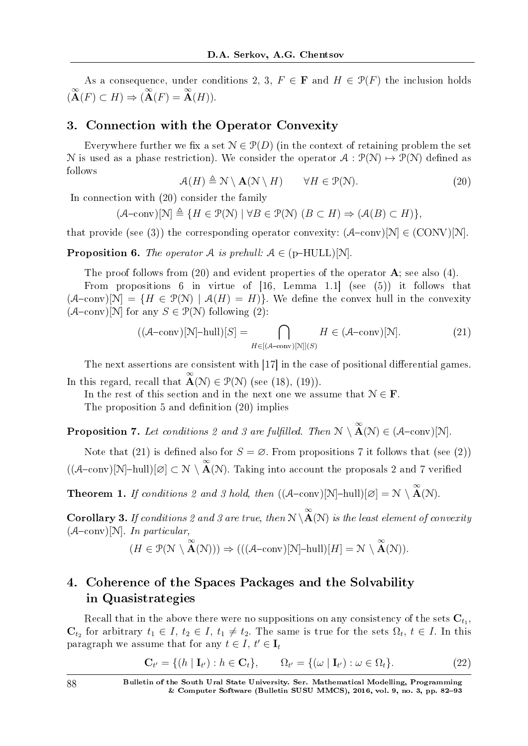As a consequence, under conditions 2, 3, $F \in \mathbf{F}$ and $H \in \mathcal{P}(F)$ the inclusion holds $(\overset{\infty}{\mathbf{A}}(F) \subset H) \Rightarrow (\overset{\infty}{\mathbf{A}}(F) = \overset{\infty}{\mathbf{A}}(H))$.

## 3. Connection with the Operator Convexity

Everywhere further we fix a set $\mathcal{N} \in \mathcal{P}(D)$ (in the context of retaining problem the set $\mathcal{N}$ is used as a phase restriction). We consider the operator $\mathcal{A} : \mathcal{P}(\mathcal{N}) \mapsto \mathcal{P}(\mathcal{N})$ defined as follows

$$\mathcal{A}(H) \triangleq \mathcal{N} \setminus \mathbf{A}(\mathcal{N} \setminus H) \qquad \forall H \in \mathcal{P}(\mathcal{N}). \tag{20}$$

In connection with (20) consider the family

$$(\mathcal{A}\text{–conv})[\mathcal{N}] \triangleq \{H \in \mathcal{P}(\mathcal{N}) \mid \forall B \in \mathcal{P}(\mathcal{N})\ (B \subset H) \Rightarrow (\mathcal{A}(B) \subset H)\},$$

that provide (see (3)) the corresponding operator convexity: $(\mathcal{A}\text{–conv})[\mathcal{N}] \in (\mathrm{CONV})[\mathcal{N}]$.

**Proposition 6.** *The operator $\mathcal{A}$ is prehull: $\mathcal{A} \in (\text{p–HULL})[\mathcal{N}]$.*

The proof follows from (20) and evident properties of the operator $\mathbf{A}$; see also (4).

From propositions 6 in virtue of [16, Lemma 1.1] (see (5)) it follows that $(\mathcal{A}\text{–conv})[\mathcal{N}] = \{H \in \mathcal{P}(\mathcal{N}) \mid \mathcal{A}(H) = H)\}$. We define the convex hull in the convexity $(\mathcal{A}\text{–conv})[\mathcal{N}]$ for any $S \in \mathcal{P}(\mathcal{N})$ following (2):

$$((\mathcal{A}\text{–conv})[\mathcal{N}]\text{–hull})[S] = \bigcap_{H \in [(\mathcal{A}\text{–conv})[\mathcal{N}]](S)} H \in (\mathcal{A}\text{–conv})[\mathcal{N}]. \tag{21}$$

The next assertions are consistent with [17] in the case of positional differential games. In this regard, recall that $\overset{\infty}{\mathbf{A}}(\mathcal{N}) \in \mathcal{P}(\mathcal{N})$ (see (18), (19)).

In the rest of this section and in the next one we assume that $\mathcal{N} \in \mathbf{F}$.

The proposition 5 and definition (20) implies

**Proposition 7.** *Let conditions 2 and 3 are fulfilled. Then $\mathcal{N} \setminus \overset{\infty}{\mathbf{A}}(\mathcal{N}) \in (\mathcal{A}\text{–conv})[\mathcal{N}]$.*

Note that (21) is defined also for $S = \varnothing$. From propositions 7 it follows that (see (2)) $((\mathcal{A}\text{–conv})[\mathcal{N}]\text{–hull})[\varnothing] \subset \mathcal{N} \setminus \overset{\infty}{\mathbf{A}}(\mathcal{N})$. Taking into account the proposals 2 and 7 verified

**Theorem 1.** *If conditions 2 and 3 hold, then $((\mathcal{A}\text{–conv})[\mathcal{N}]\text{–hull})[\varnothing] = \mathcal{N} \setminus \overset{\infty}{\mathbf{A}}(\mathcal{N})$.*

**Corollary 3.** *If conditions 2 and 3 are true, then $\mathcal{N} \setminus \overset{\infty}{\mathbf{A}}(\mathcal{N})$ is the least element of convexity $(\mathcal{A}\text{–conv})[\mathcal{N}]$. In particular,*

$$(H \in \mathcal{P}(\mathcal{N} \setminus \overset{\infty}{\mathbf{A}}(\mathcal{N}))) \Rightarrow (((\mathcal{A}\text{–conv})[\mathcal{N}]\text{–hull})[H] = \mathcal{N} \setminus \overset{\infty}{\mathbf{A}}(\mathcal{N})).$$

## 4. Coherence of the Spaces Packages and the Solvability in Quasistrategies

Recall that in the above there were no suppositions on any consistency of the sets $\mathbf{C}_{t_1}$, $\mathbf{C}_{t_2}$ for arbitrary $t_1 \in I$, $t_2 \in I$, $t_1 \neq t_2$. The same is true for the sets $\Omega_t$, $t \in I$. In this paragraph we assume that for any $t \in I$, $t' \in \mathbf{I}_t$

$$\mathbf{C}_{t'} = \{(h \mid \mathbf{I}_{t'}) : h \in \mathbf{C}_t\}, \qquad \Omega_{t'} = \{(\omega \mid \mathbf{I}_{t'}) : \omega \in \Omega_t\}. \tag{22}$$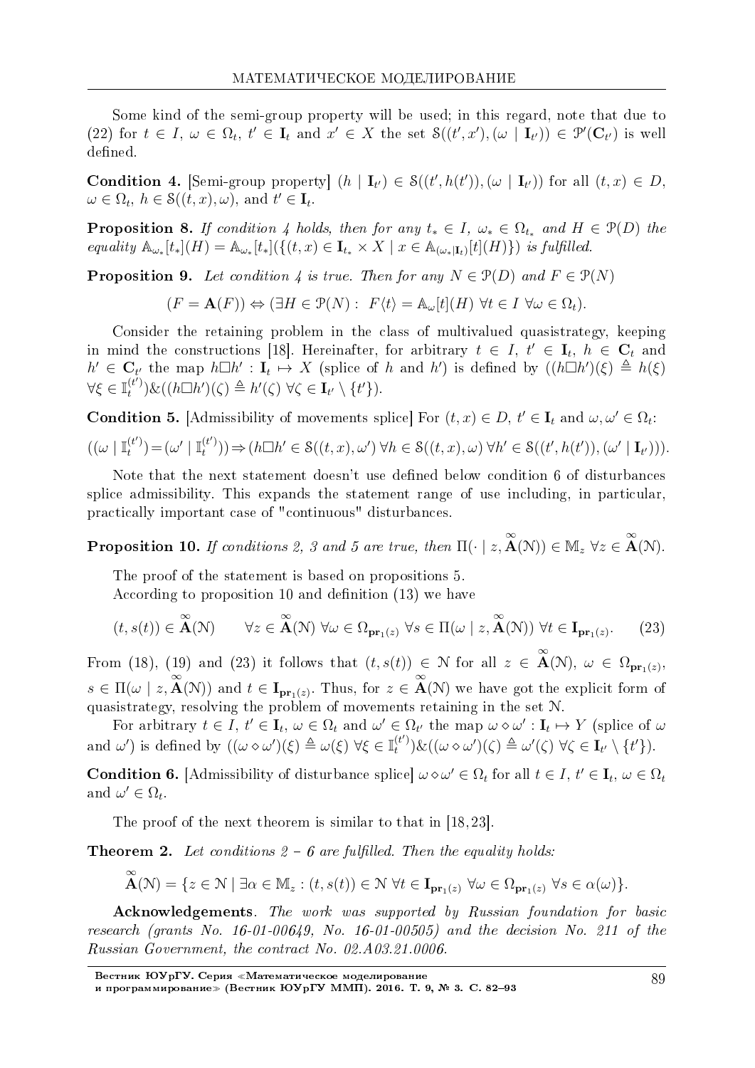Some kind of the semi-group property will be used; in this regard, note that due to (22) for $t \in I$, $\omega \in \Omega_t$, $t' \in \mathbf{I}_t$ and $x' \in X$ the set $\mathcal{S}((t', x'), (\omega \mid \mathbf{I}_{t'})) \in \mathcal{P}'(\mathbf{C}_{t'})$ is well defined.

**Condition 4.** [Semi-group property] $(h \mid \mathbf{I}_{t'}) \in \mathcal{S}((t', h(t')), (\omega \mid \mathbf{I}_{t'}))$ for all $(t, x) \in D$, $\omega \in \Omega_t$, $h \in \mathcal{S}((t, x), \omega)$, and $t' \in \mathbf{I}_t$.

**Proposition 8.** *If condition 4 holds, then for any $t_* \in I$, $\omega_* \in \Omega_{t_*}$ and $H \in \mathcal{P}(D)$ the equality $\mathbb{A}_{\omega_*}[t_*](H) = \mathbb{A}_{\omega_*}[t_*](\{(t, x) \in \mathbf{I}_{t_*} \times X \mid x \in \mathbb{A}_{(\omega_* \mid \mathbf{I}_t)}[t](H)\})$ is fulfilled.*

**Proposition 9.** *Let condition 4 is true. Then for any $N \in \mathcal{P}(D)$ and $F \in \mathcal{P}(N)$*

$$(F = \mathbf{A}(F)) \Leftrightarrow (\exists H \in \mathcal{P}(N) : \ F\langle t \rangle = \mathbb{A}_\omega[t](H) \ \forall t \in I \ \forall \omega \in \Omega_t).$$

Consider the retaining problem in the class of multivalued quasistrategy, keeping in mind the constructions [18]. Hereinafter, for arbitrary $t \in I$, $t' \in \mathbf{I}_t$, $h \in \mathbf{C}_t$ and $h' \in \mathbf{C}_{t'}$ the map $h \square h' : \mathbf{I}_t \mapsto X$ (splice of $h$ and $h'$) is defined by $((h \square h')(\xi) \triangleq h(\xi)$ $\forall \xi \in \mathbb{I}_t^{(t')})\&((h \square h')(\zeta) \triangleq h'(\zeta) \ \forall \zeta \in \mathbf{I}_{t'} \setminus \{t'\})$.

**Condition 5.** [Admissibility of movements splice] For $(t, x) \in D$, $t' \in \mathbf{I}_t$ and $\omega, \omega' \in \Omega_t$:

$$((\omega \mid \mathbb{I}_t^{(t')}) = (\omega' \mid \mathbb{I}_t^{(t')})) \Rightarrow (h \square h' \in \mathcal{S}((t, x), \omega') \ \forall h \in \mathcal{S}((t, x), \omega) \ \forall h' \in \mathcal{S}((t', h(t')), (\omega' \mid \mathbf{I}_{t'}))).$$

Note that the next statement doesn't use defined below condition 6 of disturbances splice admissibility. This expands the statement range of use including, in particular, practically important case of "continuous" disturbances.

**Proposition 10.** *If conditions 2, 3 and 5 are true, then $\Pi(\cdot \mid z, \overset{\infty}{\mathbf{A}}(\mathcal{N})) \in \mathbb{M}_z \ \forall z \in \overset{\infty}{\mathbf{A}}(\mathcal{N})$.*

The proof of the statement is based on propositions 5.

According to proposition 10 and definition (13) we have

$$(t, s(t)) \in \overset{\infty}{\mathbf{A}}(\mathcal{N}) \qquad \forall z \in \overset{\infty}{\mathbf{A}}(\mathcal{N}) \ \forall \omega \in \Omega_{\mathbf{pr}_1(z)} \ \forall s \in \Pi(\omega \mid z, \overset{\infty}{\mathbf{A}}(\mathcal{N})) \ \forall t \in \mathbf{I}_{\mathbf{pr}_1(z)}. \tag{23}$$

From (18), (19) and (23) it follows that $(t, s(t)) \in \mathcal{N}$ for all $z \in \overset{\infty}{\mathbf{A}}(\mathcal{N})$, $\omega \in \Omega_{\mathbf{pr}_1(z)}$, $s \in \Pi(\omega \mid z, \overset{\infty}{\mathbf{A}}(\mathcal{N}))$ and $t \in \mathbf{I}_{\mathbf{pr}_1(z)}$. Thus, for $z \in \overset{\infty}{\mathbf{A}}(\mathcal{N})$ we have got the explicit form of quasistrategy, resolving the problem of movements retaining in the set $\mathcal{N}$.

For arbitrary $t \in I$, $t' \in \mathbf{I}_t$, $\omega \in \Omega_t$ and $\omega' \in \Omega_{t'}$ the map $\omega \diamond \omega' : \mathbf{I}_t \mapsto Y$ (splice of $\omega$ and $\omega'$) is defined by $((\omega \diamond \omega')(\xi) \triangleq \omega(\xi) \ \forall \xi \in \mathbb{I}_t^{(t')})\&((\omega \diamond \omega')(\zeta) \triangleq \omega'(\zeta) \ \forall \zeta \in \mathbf{I}_{t'} \setminus \{t'\})$.

**Condition 6.** [Admissibility of disturbance splice] $\omega \diamond \omega' \in \Omega_t$ for all $t \in I$, $t' \in \mathbf{I}_t$, $\omega \in \Omega_t$ and $\omega' \in \Omega_t$.

The proof of the next theorem is similar to that in [18, 23].

**Theorem 2.** *Let conditions 2 – 6 are fulfilled. Then the equality holds:*

$$\overset{\infty}{\mathbf{A}}(\mathcal{N}) = \{z \in \mathcal{N} \mid \exists \alpha \in \mathbb{M}_z : (t, s(t)) \in \mathcal{N} \ \forall t \in \mathbf{I}_{\mathbf{pr}_1(z)} \ \forall \omega \in \Omega_{\mathbf{pr}_1(z)} \ \forall s \in \alpha(\omega)\}.$$

**Acknowledgements**. *The work was supported by Russian foundation for basic research (grants No. 16-01-00649, No. 16-01-00505) and the decision No. 211 of the Russian Government, the contract No. 02.A03.21.0006.*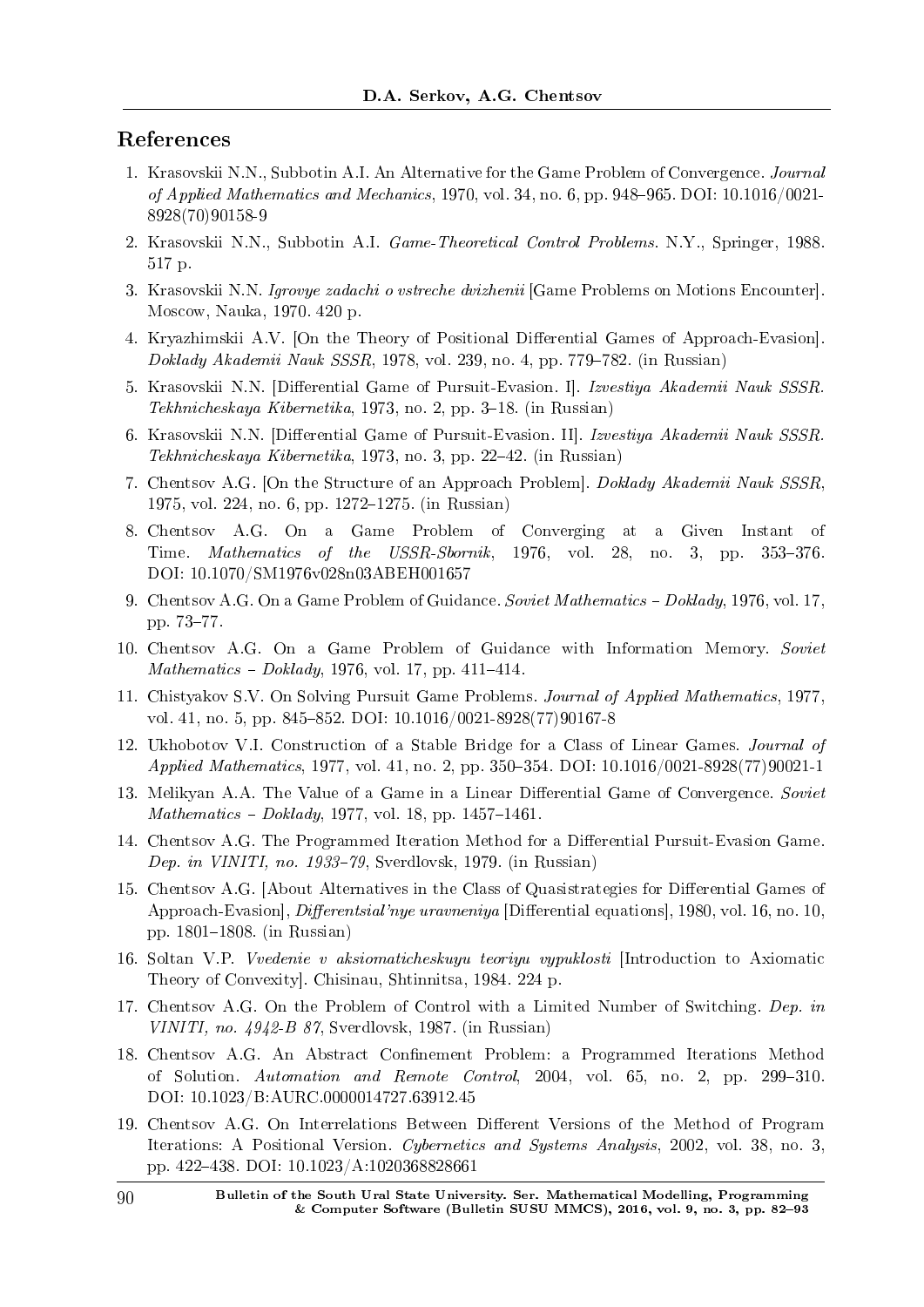## References

1. Krasovskii N.N., Subbotin A.I. An Alternative for the Game Problem of Convergence. *Journal of Applied Mathematics and Mechanics*, 1970, vol. 34, no. 6, pp. 948–965. DOI: 10.1016/0021-8928(70)90158-9
2. Krasovskii N.N., Subbotin A.I. *Game-Theoretical Control Problems*. N.Y., Springer, 1988. 517 p.
3. Krasovskii N.N. *Igrovye zadachi o vstreche dvizhenii* [Game Problems on Motions Encounter]. Moscow, Nauka, 1970. 420 p.
4. Kryazhimskii A.V. [On the Theory of Positional Differential Games of Approach-Evasion]. *Doklady Akademii Nauk SSSR*, 1978, vol. 239, no. 4, pp. 779–782. (in Russian)
5. Krasovskii N.N. [Differential Game of Pursuit-Evasion. I]. *Izvestiya Akademii Nauk SSSR. Tekhnicheskaya Kibernetika*, 1973, no. 2, pp. 3–18. (in Russian)
6. Krasovskii N.N. [Differential Game of Pursuit-Evasion. II]. *Izvestiya Akademii Nauk SSSR. Tekhnicheskaya Kibernetika*, 1973, no. 3, pp. 22–42. (in Russian)
7. Chentsov A.G. [On the Structure of an Approach Problem]. *Doklady Akademii Nauk SSSR*, 1975, vol. 224, no. 6, pp. 1272–1275. (in Russian)
8. Chentsov A.G. On a Game Problem of Converging at a Given Instant of Time. *Mathematics of the USSR-Sbornik*, 1976, vol. 28, no. 3, pp. 353–376. DOI: 10.1070/SM1976v028n03ABEH001657
9. Chentsov A.G. On a Game Problem of Guidance. *Soviet Mathematics – Doklady*, 1976, vol. 17, pp. 73–77.
10. Chentsov A.G. On a Game Problem of Guidance with Information Memory. *Soviet Mathematics – Doklady*, 1976, vol. 17, pp. 411–414.
11. Chistyakov S.V. On Solving Pursuit Game Problems. *Journal of Applied Mathematics*, 1977, vol. 41, no. 5, pp. 845–852. DOI: 10.1016/0021-8928(77)90167-8
12. Ukhobotov V.I. Construction of a Stable Bridge for a Class of Linear Games. *Journal of Applied Mathematics*, 1977, vol. 41, no. 2, pp. 350–354. DOI: 10.1016/0021-8928(77)90021-1
13. Melikyan A.A. The Value of a Game in a Linear Differential Game of Convergence. *Soviet Mathematics – Doklady*, 1977, vol. 18, pp. 1457–1461.
14. Chentsov A.G. The Programmed Iteration Method for a Differential Pursuit-Evasion Game. *Dep. in VINITI, no. 1933–79*, Sverdlovsk, 1979. (in Russian)
15. Chentsov A.G. [About Alternatives in the Class of Quasistrategies for Differential Games of Approach-Evasion], *Differentsial'nye uravneniya* [Differential equations], 1980, vol. 16, no. 10, pp. 1801–1808. (in Russian)
16. Soltan V.P. *Vvedenie v aksiomaticheskuyu teoriyu vypuklosti* [Introduction to Axiomatic Theory of Convexity]. Chisinau, Shtinnitsa, 1984. 224 p.
17. Chentsov A.G. On the Problem of Control with a Limited Number of Switching. *Dep. in VINITI, no. 4942-B 87*, Sverdlovsk, 1987. (in Russian)
18. Chentsov A.G. An Abstract Confinement Problem: a Programmed Iterations Method of Solution. *Automation and Remote Control*, 2004, vol. 65, no. 2, pp. 299–310. DOI: 10.1023/B:AURC.0000014727.63912.45
19. Chentsov A.G. On Interrelations Between Different Versions of the Method of Program Iterations: A Positional Version. *Cybernetics and Systems Analysis*, 2002, vol. 38, no. 3, pp. 422–438. DOI: 10.1023/A:1020368828661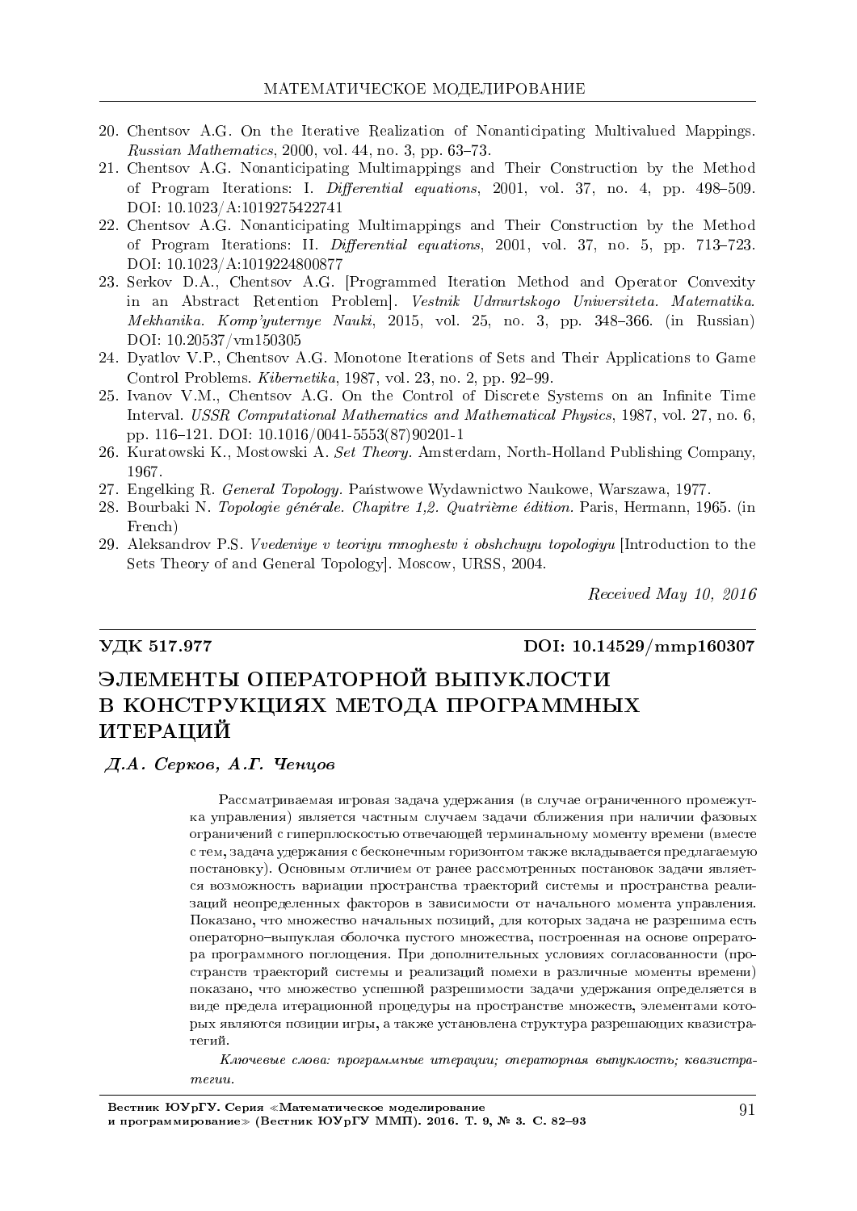20. Chentsov A.G. On the Iterative Realization of Nonanticipating Multivalued Mappings. *Russian Mathematics*, 2000, vol. 44, no. 3, pp. 63–73.
21. Chentsov A.G. Nonanticipating Multimappings and Their Construction by the Method of Program Iterations: I. *Differential equations*, 2001, vol. 37, no. 4, pp. 498–509. DOI: 10.1023/A:1019275422741
22. Chentsov A.G. Nonanticipating Multimappings and Their Construction by the Method of Program Iterations: II. *Differential equations*, 2001, vol. 37, no. 5, pp. 713–723. DOI: 10.1023/A:1019224800877
23. Serkov D.A., Chentsov A.G. [Programmed Iteration Method and Operator Convexity in an Abstract Retention Problem]. *Vestnik Udmurtskogo Universiteta. Matematika. Mekhanika. Komp'yuternye Nauki*, 2015, vol. 25, no. 3, pp. 348–366. (in Russian) DOI: 10.20537/vm150305
24. Dyatlov V.P., Chentsov A.G. Monotone Iterations of Sets and Their Applications to Game Control Problems. *Kibernetika*, 1987, vol. 23, no. 2, pp. 92–99.
25. Ivanov V.M., Chentsov A.G. On the Control of Discrete Systems on an Infinite Time Interval. *USSR Computational Mathematics and Mathematical Physics*, 1987, vol. 27, no. 6, pp. 116–121. DOI: 10.1016/0041-5553(87)90201-1
26. Kuratowski K., Mostowski A. *Set Theory.* Amsterdam, North-Holland Publishing Company, 1967.
27. Engelking R. *General Topology.* Państwowe Wydawnictwo Naukowe, Warszawa, 1977.
28. Bourbaki N. *Topologie générale. Chapitre 1,2. Quatrième édition.* Paris, Hermann, 1965. (in French)
29. Aleksandrov P.S. *Vvedeniye v teoriyu mnoghestv i obshchuyu topologiyu* [Introduction to the Sets Theory of and General Topology]. Moscow, URSS, 2004.

*Received May 10, 2016*

---

**УДК 517.977** **DOI: 10.14529/mmp160307**

# ЭЛЕМЕНТЫ ОПЕРАТОРНОЙ ВЫПУКЛОСТИ В КОНСТРУКЦИЯХ МЕТОДА ПРОГРАММНЫХ ИТЕРАЦИЙ

***Д.А. Серков, А.Г. Ченцов***

Рассматриваемая игровая задача удержания (в случае ограниченного промежутка управления) является частным случаем задачи сближения при наличии фазовых ограничений с гиперплоскостью отвечающей терминальному моменту времени (вместе с тем, задача удержания с бесконечным горизонтом также вкладывается предлагаемую постановку). Основным отличием от ранее рассмотренных постановок задачи является возможность вариации пространства траекторий системы и пространства реализаций неопределенных факторов в зависимости от начального момента управления. Показано, что множество начальных позиций, для которых задача не разрешима есть операторно–выпуклая оболочка пустого множества, построенная на основе опрератора программного поглощения. При дополнительных условиях согласованности (пространств траекторий системы и реализаций помехи в различные моменты времени) показано, что множество успешной разрешимости задачи удержания определяется в виде предела итерационной процедуры на пространстве множеств, элементами которых являются позиции игры, а также установлена структура разрешающих квазистратегий.

*Ключевые слова: программные итерации; операторная выпуклость; квазистратегии.*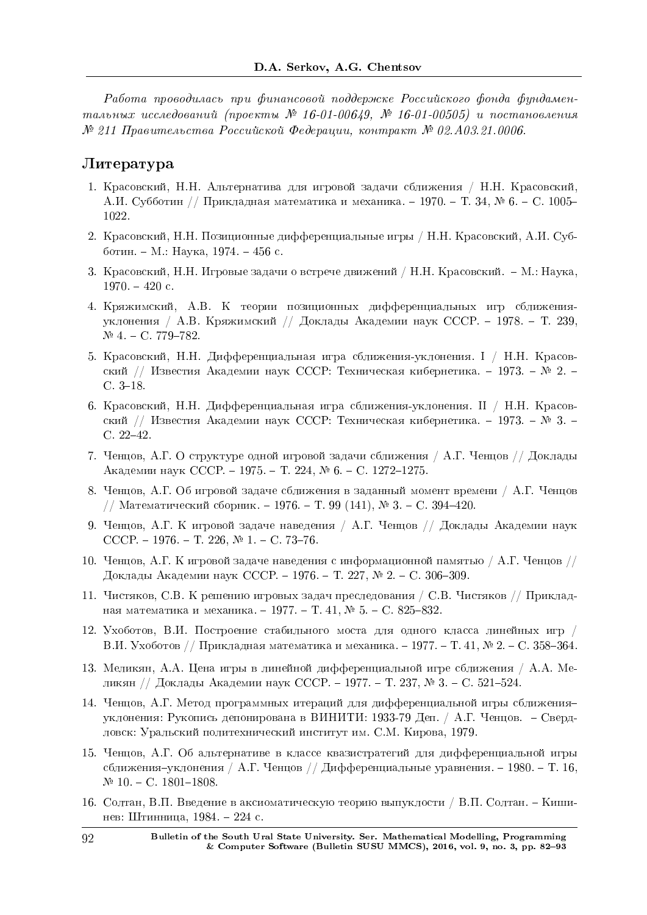*Работа проводилась при финансовой поддержке Российского фонда фундаментальных исследований (проекты № 16-01-00649, № 16-01-00505) и постановления № 211 Правительства Российской Федерации, контракт № 02.A03.21.0006.*

## Литература

1. Красовский, Н.Н. Альтернатива для игровой задачи сближения / Н.Н. Красовский, А.И. Субботин // Прикладная математика и механика. – 1970. – Т. 34, № 6. – С. 1005–1022.
2. Красовский, Н.Н. Позиционные дифференциальные игры / Н.Н. Красовский, А.И. Субботин. – М.: Наука, 1974. – 456 с.
3. Красовский, Н.Н. Игровые задачи о встрече движений / Н.Н. Красовский. – М.: Наука, 1970. – 420 с.
4. Кряжимский, А.В. К теории позиционных дифференциальных игр сближения-уклонения / А.В. Кряжимский // Доклады Академии наук СССР. – 1978. – Т. 239, № 4. – С. 779–782.
5. Красовский, Н.Н. Дифференциальная игра сближения-уклонения. I / Н.Н. Красовский // Известия Академии наук СССР: Техническая кибернетика. – 1973. – № 2. – С. 3–18.
6. Красовский, Н.Н. Дифференциальная игра сближения-уклонения. II / Н.Н. Красовский // Известия Академии наук СССР: Техническая кибернетика. – 1973. – № 3. – С. 22–42.
7. Ченцов, А.Г. О структуре одной игровой задачи сближения / А.Г. Ченцов // Доклады Академии наук СССР. – 1975. – Т. 224, № 6. – С. 1272–1275.
8. Ченцов, А.Г. Об игровой задаче сближения в заданный момент времени / А.Г. Ченцов // Математический сборник. – 1976. – Т. 99 (141), № 3. – С. 394–420.
9. Ченцов, А.Г. К игровой задаче наведения / А.Г. Ченцов // Доклады Академии наук СССР. – 1976. – Т. 226, № 1. – С. 73–76.
10. Ченцов, А.Г. К игровой задаче наведения с информационной памятью / А.Г. Ченцов // Доклады Академии наук СССР. – 1976. – Т. 227, № 2. – С. 306–309.
11. Чистяков, С.В. К решению игровых задач преследования / С.В. Чистяков // Прикладная математика и механика. – 1977. – Т. 41, № 5. – С. 825–832.
12. Ухоботов, В.И. Построение стабильного моста для одного класса линейных игр / В.И. Ухоботов // Прикладная математика и механика. – 1977. – Т. 41, № 2. – С. 358–364.
13. Меликян, А.А. Цена игры в линейной дифференциальной игре сближения / А.А. Меликян // Доклады Академии наук СССР. – 1977. – Т. 237, № 3. – С. 521–524.
14. Ченцов, А.Г. Метод программных итераций для дифференциальной игры сближения–уклонения: Рукопись депонирована в ВИНИТИ: 1933-79 Деп. / А.Г. Ченцов. – Свердловск: Уральский политехнический институт им. С.М. Кирова, 1979.
15. Ченцов, А.Г. Об альтернативе в классе квазистратегий для дифференциальной игры сближения–уклонения / А.Г. Ченцов // Дифференциальные уравнения. – 1980. – Т. 16, № 10. – С. 1801–1808.
16. Солтан, В.П. Введение в аксиоматическую теорию выпуклости / В.П. Солтан. – Кишинев: Штиинница, 1984. – 224 с.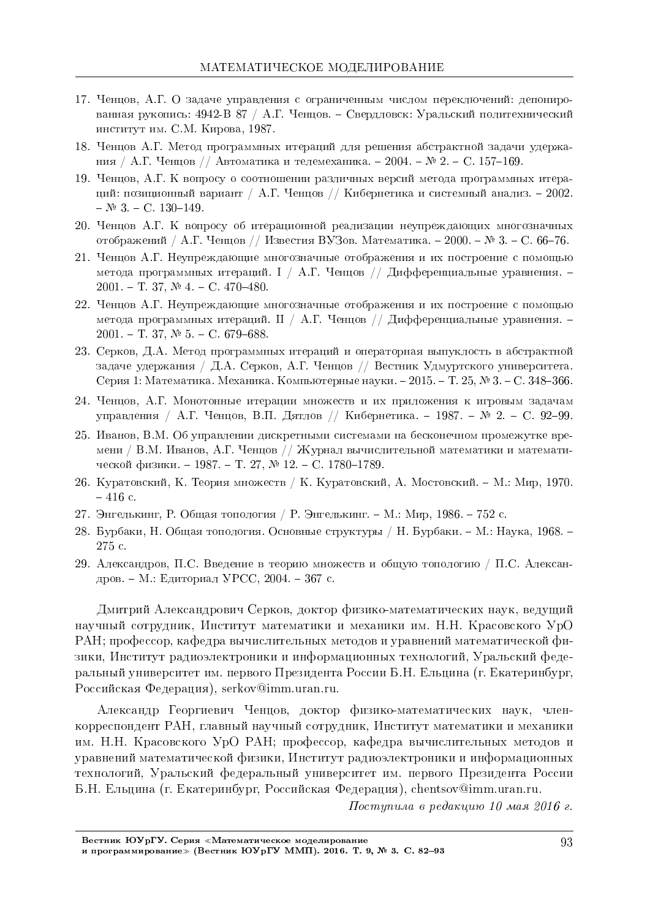17. Ченцов, А.Г. О задаче управления с ограниченным числом переключений: депонированная рукопись: 4942-В 87 / А.Г. Ченцов. – Свердловск: Уральский политехнический институт им. С.М. Кирова, 1987.
18. Ченцов А.Г. Метод программных итераций для решения абстрактной задачи удержания / А.Г. Ченцов // Автоматика и телемеханика. – 2004. – № 2. – С. 157–169.
19. Ченцов, А.Г. К вопросу о соотношении различных версий метода программных итераций: позиционный вариант / А.Г. Ченцов // Кибернетика и системный анализ. – 2002. – № 3. – С. 130–149.
20. Ченцов А.Г. К вопросу об итерационной реализации неупреждающих многозначных отображений / А.Г. Ченцов // Известия ВУЗов. Математика. – 2000. – № 3. – С. 66–76.
21. Ченцов А.Г. Неупреждающие многозначные отображения и их построение с помощью метода программных итераций. I / А.Г. Ченцов // Дифференциальные уравнения. – 2001. – Т. 37, № 4. – С. 470–480.
22. Ченцов А.Г. Неупреждающие многозначные отображения и их построение с помощью метода программных итераций. II / А.Г. Ченцов // Дифференциальные уравнения. – 2001. – Т. 37, № 5. – С. 679–688.
23. Серков, Д.А. Метод программных итераций и операторная выпуклость в абстрактной задаче удержания / Д.А. Серков, А.Г. Ченцов // Вестник Удмуртского университета. Серия 1: Математика. Механика. Компьютерные науки. – 2015. – Т. 25, № 3. – С. 348–366.
24. Ченцов, А.Г. Монотонные итерации множеств и их приложения к игровым задачам управления / А.Г. Ченцов, В.П. Дятлов // Кибернетика. – 1987. – № 2. – С. 92–99.
25. Иванов, В.М. Об управлении дискретными системами на бесконечном промежутке времени / В.М. Иванов, А.Г. Ченцов // Журнал вычислительной математики и математической физики. – 1987. – Т. 27, № 12. – С. 1780–1789.
26. Куратовский, К. Теория множеств / К. Куратовский, А. Мостовский. – М.: Мир, 1970. – 416 с.
27. Энгелькинг, Р. Общая топология / Р. Энгелькинг. – М.: Мир, 1986. – 752 с.
28. Бурбаки, Н. Общая топология. Основные структуры / Н. Бурбаки. – М.: Наука, 1968. – 275 с.
29. Александров, П.С. Введение в теорию множеств и общую топологию / П.С. Александров. – М.: Едиториал УРСС, 2004. – 367 с.

Дмитрий Александрович Серков, доктор физико-математических наук, ведущий научный сотрудник, Институт математики и механики им. Н.Н. Красовского УрО РАН; профессор, кафедра вычислительных методов и уравнений математической физики, Институт радиоэлектроники и информационных технологий, Уральский федеральный университет им. первого Президента России Б.Н. Ельцина (г. Екатеринбург, Российская Федерация), serkov@imm.uran.ru.

Александр Георгиевич Ченцов, доктор физико-математических наук, член-корреспондент РАН, главный научный сотрудник, Институт математики и механики им. Н.Н. Красовского УрО РАН; профессор, кафедра вычислительных методов и уравнений математической физики, Институт радиоэлектроники и информационных технологий, Уральский федеральный университет им. первого Президента России Б.Н. Ельцина (г. Екатеринбург, Российская Федерация), chentsov@imm.uran.ru.

*Поступила в редакцию 10 мая 2016 г.*